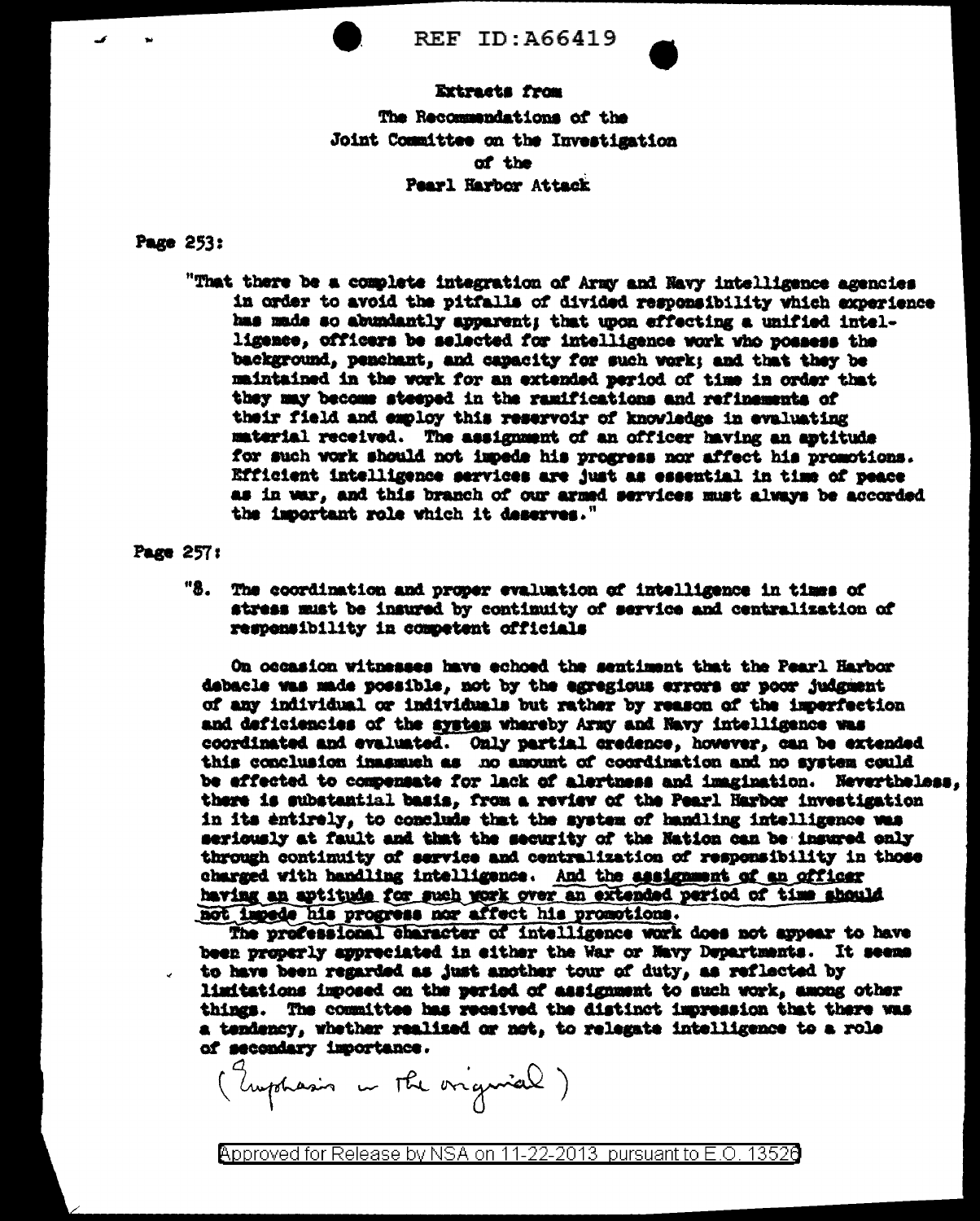REF ID:A66419

Extracts from
The Recommendations of the
Joint Committee on the Investigation
of the
Pearl Harbor Attack

Page 253:

"That there be a complete integration of Army and Navy intelligence agencies in order to avoid the pitfalls of divided responsibility which experience has made so abundantly apparent; that upon effecting a unified intelligence, officers be selected for intelligence work who possess the background, penchant, and capacity for such work; and that they be maintained in the work for an extended period of time in order that they may become steeped in the ramifications and refinements of their field and employ this reservoir of knowledge in evaluating material received. The assignment of an officer having an aptitude for such work should not impede his progress nor affect his promotions. Efficient intelligence services are just as essential in time of peace as in war, and this branch of our armed services must always be accorded the important role which it deserves."

Page 257:

"8. The coordination and proper evaluation of intelligence in times of stress must be insured by continuity of service and centralization of responsibility in competent officials

On occasion witnesses have echoed the sentiment that the Pearl Harbor debacle was made possible, not by the egregious errors or poor judgment of any individual or individuals but rather by reason of the imperfection and deficiencies of the system whereby Army and Navy intelligence was coordinated and evaluated. Only partial credence, however, can be extended this conclusion inasmuch as no amount of coordination and no system could be effected to compensate for lack of alertness and imagination. Nevertheless, there is substantial basis, from a review of the Pearl Harbor investigation in its entirely, to conclude that the system of handling intelligence was seriously at fault and that the security of the Nation can be insured only through continuity of service and centralization of responsibility in those charged with handling intelligence. And the assignment of an officer having an aptitude for such work over an extended period of time should not impede his progress nor affect his promotions.

The professional character of intelligence work does not appear to have been properly appreciated in either the War or Navy Departments. It seems to have been regarded as just another tour of duty, as reflected by limitations imposed on the period of assignment to such work, among other things. The committee has received the distinct impression that there was a tendency, whether realized or not, to relegate intelligence to a role of secondary importance.

(Emphasis in the original)

Approved for Release by NSA on 11-22-2013 pursuant to E.O. 13526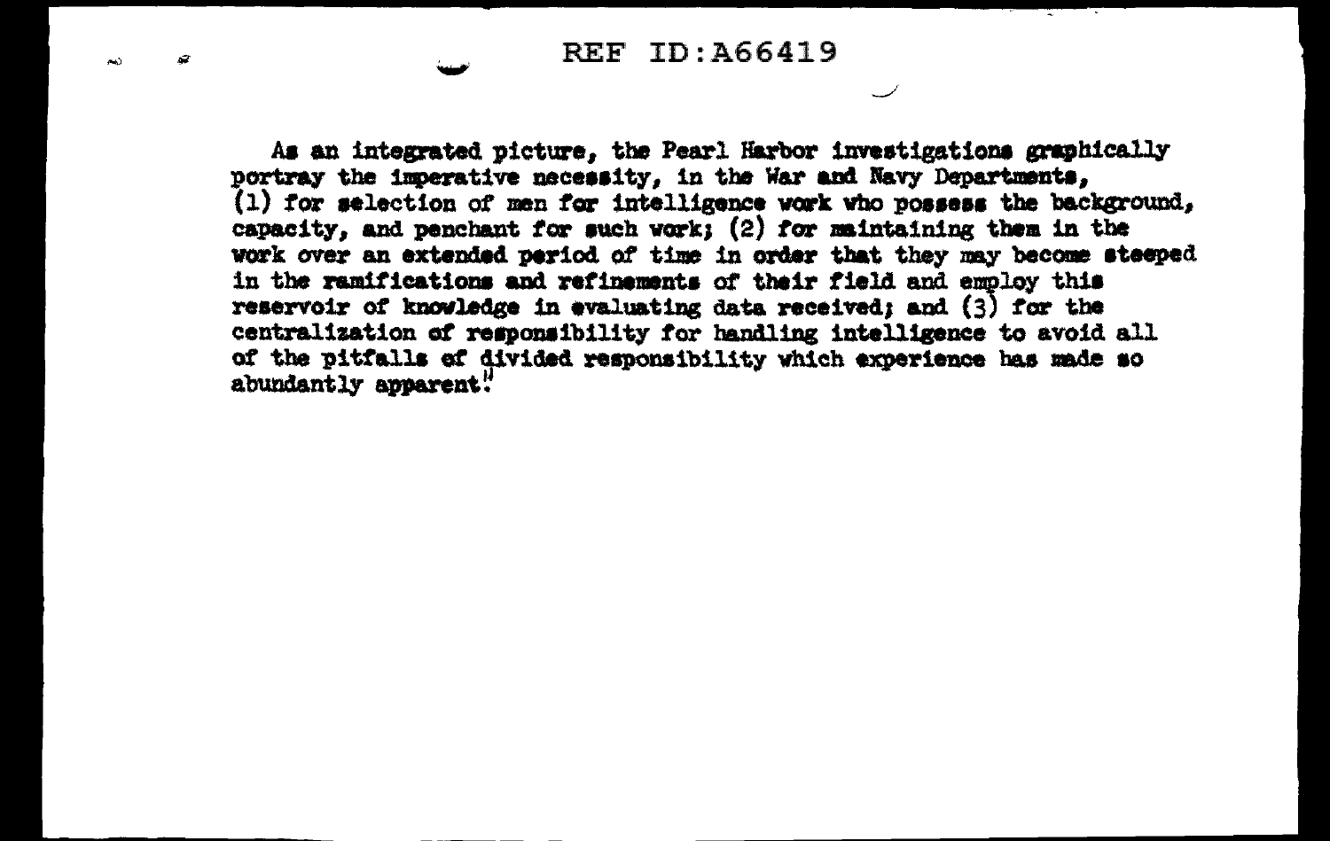As an integrated picture, the Pearl Harbor investigations graphically portray the imperative necessity, in the War and Navy Departments, (1) for selection of men for intelligence work who possess the background, capacity, and penchant for such work; (2) for maintaining them in the work over an extended period of time in order that they may become steeped in the ramifications and refinements of their field and employ this reservoir of knowledge in evaluating data received; and (3) for the centralization of responsibility for handling intelligence to avoid all of the pitfalls of divided responsibility which experience has made so abundantly apparent."